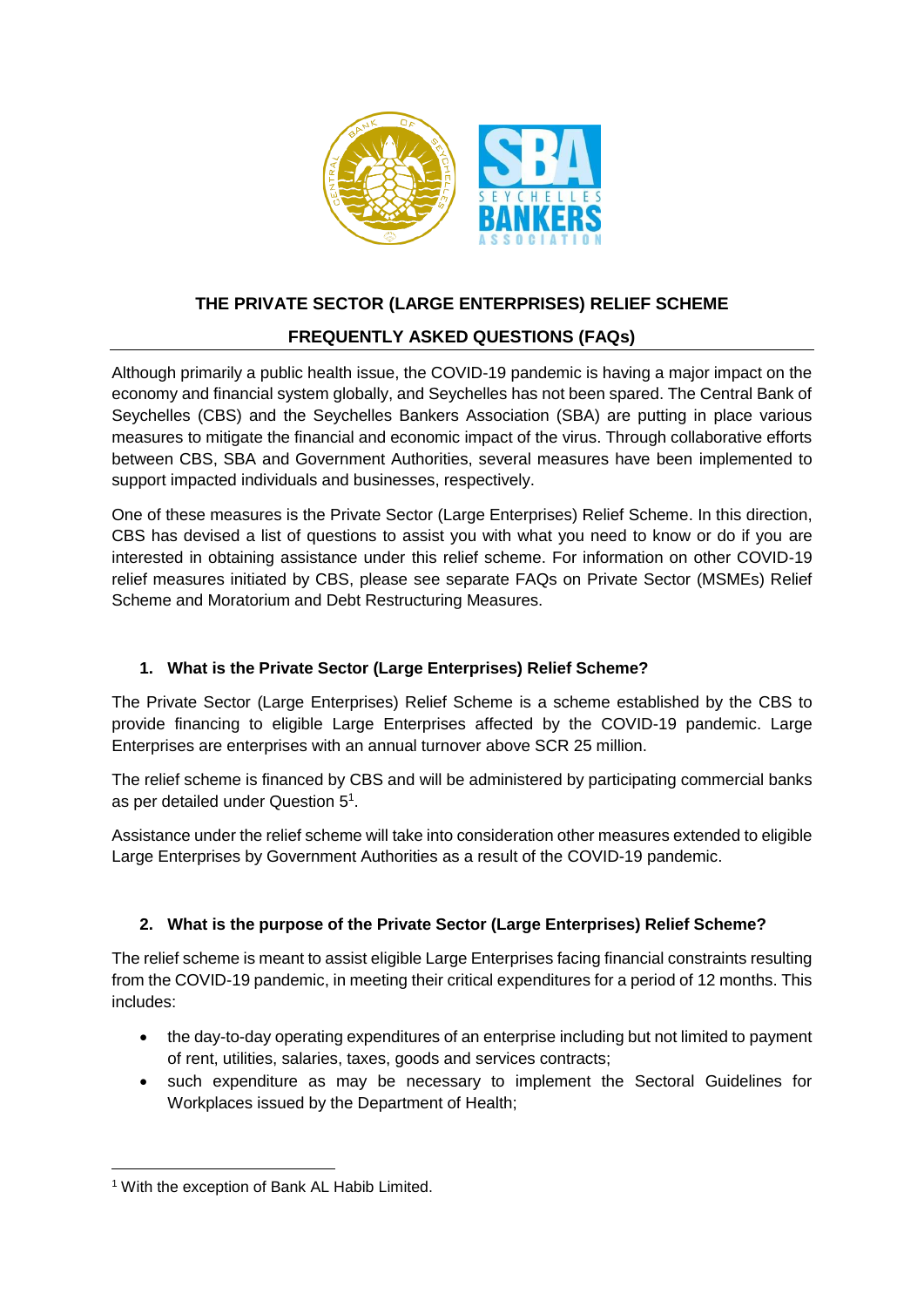# THE PRIVATE SECTOR (LARGE ENTERPRISES) RELIEF SCHEME

## FREQUENTLY ASKED QUESTIONS (FAQs)

Although primarily a public health issue, the COVID-19 pandemic is having a major impact on the economy and financial system globally, and Seychelles has not been spared. The Central Bank of Seychelles (CBS) and the Seychelles Bankers Association (SBA) are putting in place various measures to mitigate the financial and economic impact of the virus. Through collaborative efforts between CBS, SBA and Government Authorities, several measures have been implemented to support impacted individuals and businesses, respectively.

One of these measures is the Private Sector (Large Enterprises) Relief Scheme. In this direction, CBS has devised a list of questions to assist you with what you need to know or do if you are interested in obtaining assistance under this relief scheme. For information on other COVID-19 relief measures initiated by CBS, please see separate FAQs on Private Sector (MSMEs) Relief Scheme and Moratorium and Debt Restructuring Measures.

### 1. What is the Private Sector (Large Enterprises) Relief Scheme?

The Private Sector (Large Enterprises) Relief Scheme is a scheme established by the CBS to provide financing to eligible Large Enterprises affected by the COVID-19 pandemic. Large Enterprises are enterprises with an annual turnover above SCR 25 million.

The relief scheme is financed by CBS and will be administered by participating commercial banks as per detailed under Question 5[1].

Assistance under the relief scheme will take into consideration other measures extended to eligible Large Enterprises by Government Authorities as a result of the COVID-19 pandemic.

### 2. What is the purpose of the Private Sector (Large Enterprises) Relief Scheme?

The relief scheme is meant to assist eligible Large Enterprises facing financial constraints resulting from the COVID-19 pandemic, in meeting their critical expenditures for a period of 12 months. This includes:

- the day-to-day operating expenditures of an enterprise including but not limited to payment of rent, utilities, salaries, taxes, goods and services contracts;
- such expenditure as may be necessary to implement the Sectoral Guidelines for Workplaces issued by the Department of Health;

[1] With the exception of Bank AL Habib Limited.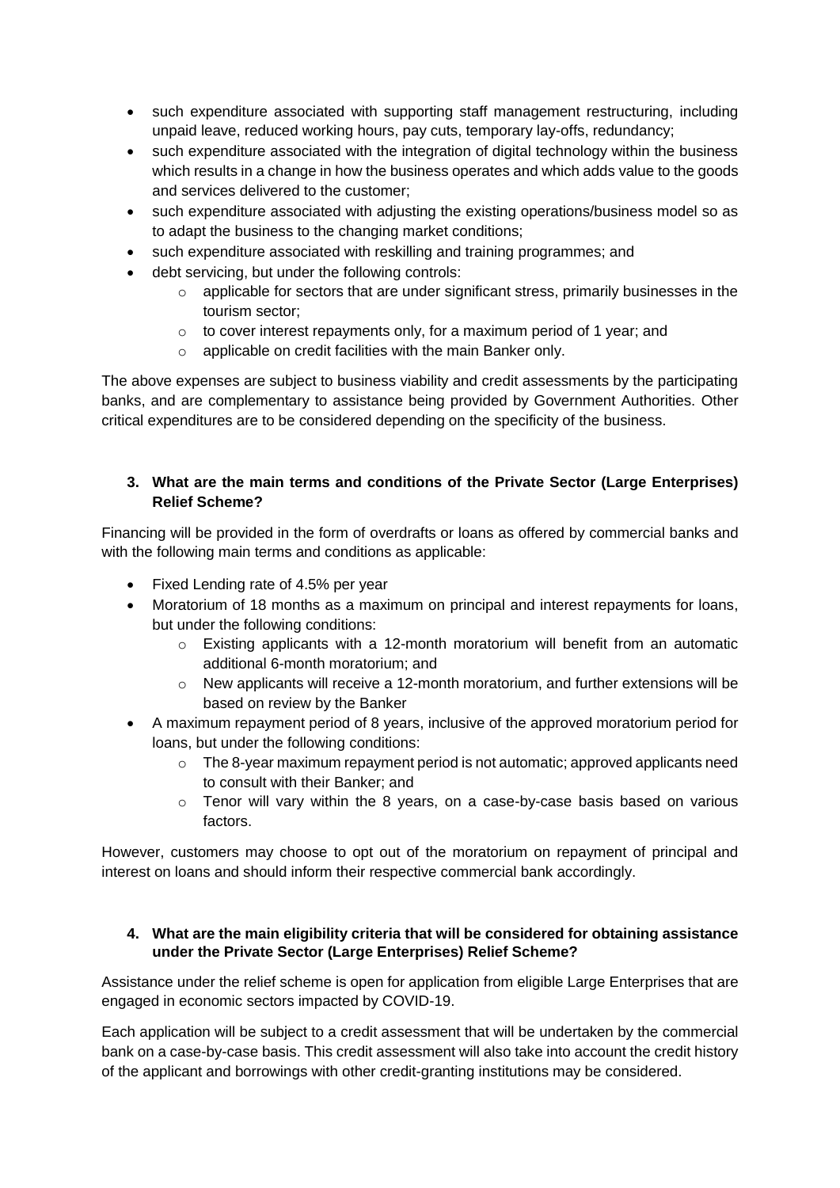- such expenditure associated with supporting staff management restructuring, including unpaid leave, reduced working hours, pay cuts, temporary lay-offs, redundancy;
- such expenditure associated with the integration of digital technology within the business which results in a change in how the business operates and which adds value to the goods and services delivered to the customer;
- such expenditure associated with adjusting the existing operations/business model so as to adapt the business to the changing market conditions;
- such expenditure associated with reskilling and training programmes; and
- debt servicing, but under the following controls:
    - applicable for sectors that are under significant stress, primarily businesses in the tourism sector;
    - to cover interest repayments only, for a maximum period of 1 year; and
    - applicable on credit facilities with the main Banker only.

The above expenses are subject to business viability and credit assessments by the participating banks, and are complementary to assistance being provided by Government Authorities. Other critical expenditures are to be considered depending on the specificity of the business.

**3. What are the main terms and conditions of the Private Sector (Large Enterprises) Relief Scheme?**

Financing will be provided in the form of overdrafts or loans as offered by commercial banks and with the following main terms and conditions as applicable:

- Fixed Lending rate of 4.5% per year
- Moratorium of 18 months as a maximum on principal and interest repayments for loans, but under the following conditions:
    - Existing applicants with a 12-month moratorium will benefit from an automatic additional 6-month moratorium; and
    - New applicants will receive a 12-month moratorium, and further extensions will be based on review by the Banker
- A maximum repayment period of 8 years, inclusive of the approved moratorium period for loans, but under the following conditions:
    - The 8-year maximum repayment period is not automatic; approved applicants need to consult with their Banker; and
    - Tenor will vary within the 8 years, on a case-by-case basis based on various factors.

However, customers may choose to opt out of the moratorium on repayment of principal and interest on loans and should inform their respective commercial bank accordingly.

**4. What are the main eligibility criteria that will be considered for obtaining assistance under the Private Sector (Large Enterprises) Relief Scheme?**

Assistance under the relief scheme is open for application from eligible Large Enterprises that are engaged in economic sectors impacted by COVID-19.

Each application will be subject to a credit assessment that will be undertaken by the commercial bank on a case-by-case basis. This credit assessment will also take into account the credit history of the applicant and borrowings with other credit-granting institutions may be considered.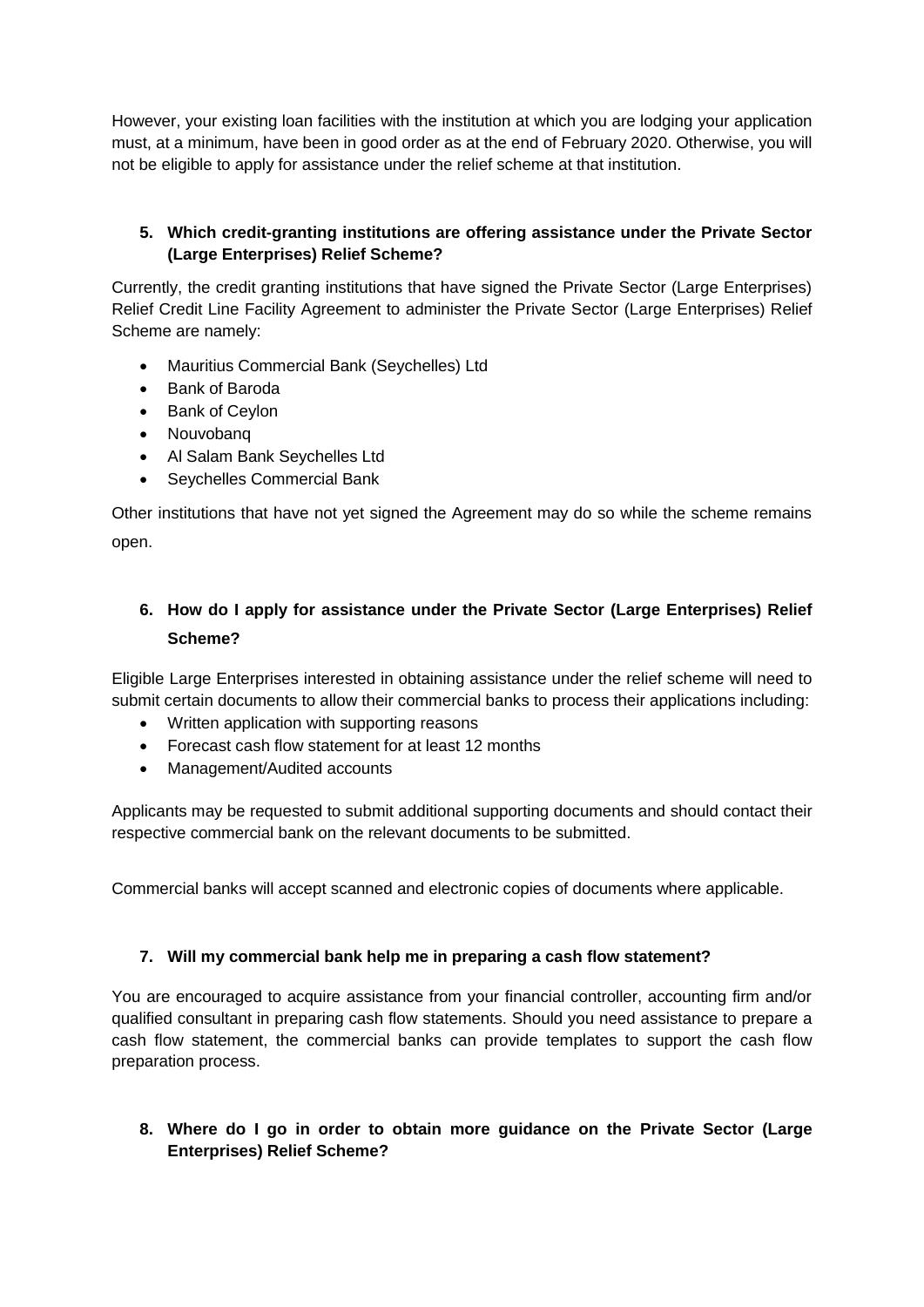However, your existing loan facilities with the institution at which you are lodging your application must, at a minimum, have been in good order as at the end of February 2020. Otherwise, you will not be eligible to apply for assistance under the relief scheme at that institution.

**5. Which credit-granting institutions are offering assistance under the Private Sector (Large Enterprises) Relief Scheme?**

Currently, the credit granting institutions that have signed the Private Sector (Large Enterprises) Relief Credit Line Facility Agreement to administer the Private Sector (Large Enterprises) Relief Scheme are namely:

- Mauritius Commercial Bank (Seychelles) Ltd
- Bank of Baroda
- Bank of Ceylon
- Nouvobanq
- Al Salam Bank Seychelles Ltd
- Seychelles Commercial Bank

Other institutions that have not yet signed the Agreement may do so while the scheme remains open.

**6. How do I apply for assistance under the Private Sector (Large Enterprises) Relief Scheme?**

Eligible Large Enterprises interested in obtaining assistance under the relief scheme will need to submit certain documents to allow their commercial banks to process their applications including:

- Written application with supporting reasons
- Forecast cash flow statement for at least 12 months
- Management/Audited accounts

Applicants may be requested to submit additional supporting documents and should contact their respective commercial bank on the relevant documents to be submitted.

Commercial banks will accept scanned and electronic copies of documents where applicable.

**7. Will my commercial bank help me in preparing a cash flow statement?**

You are encouraged to acquire assistance from your financial controller, accounting firm and/or qualified consultant in preparing cash flow statements. Should you need assistance to prepare a cash flow statement, the commercial banks can provide templates to support the cash flow preparation process.

**8. Where do I go in order to obtain more guidance on the Private Sector (Large Enterprises) Relief Scheme?**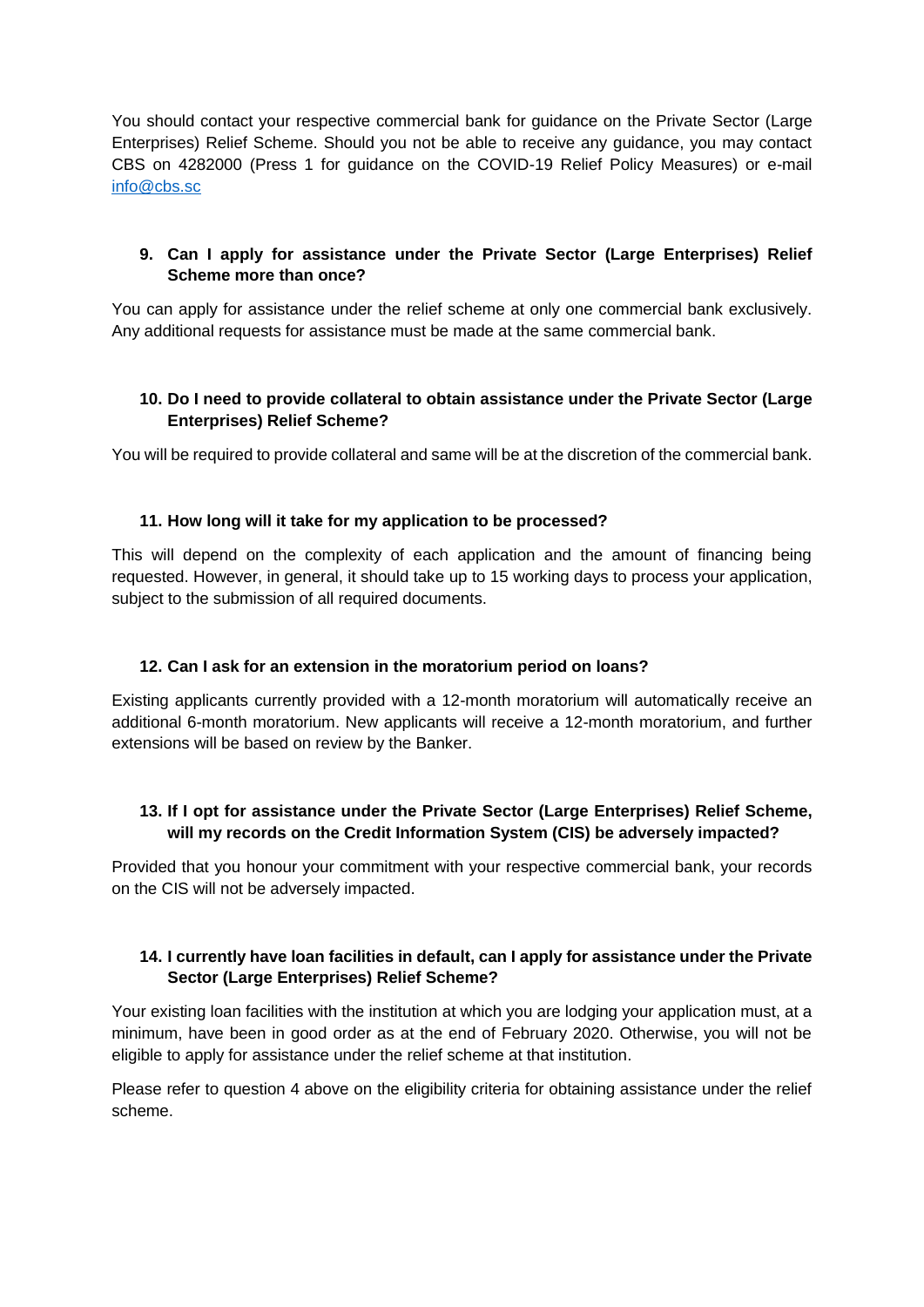You should contact your respective commercial bank for guidance on the Private Sector (Large Enterprises) Relief Scheme. Should you not be able to receive any guidance, you may contact CBS on 4282000 (Press 1 for guidance on the COVID-19 Relief Policy Measures) or e-mail info@cbs.sc

**9. Can I apply for assistance under the Private Sector (Large Enterprises) Relief Scheme more than once?**

You can apply for assistance under the relief scheme at only one commercial bank exclusively. Any additional requests for assistance must be made at the same commercial bank.

**10. Do I need to provide collateral to obtain assistance under the Private Sector (Large Enterprises) Relief Scheme?**

You will be required to provide collateral and same will be at the discretion of the commercial bank.

**11. How long will it take for my application to be processed?**

This will depend on the complexity of each application and the amount of financing being requested. However, in general, it should take up to 15 working days to process your application, subject to the submission of all required documents.

**12. Can I ask for an extension in the moratorium period on loans?**

Existing applicants currently provided with a 12-month moratorium will automatically receive an additional 6-month moratorium. New applicants will receive a 12-month moratorium, and further extensions will be based on review by the Banker.

**13. If I opt for assistance under the Private Sector (Large Enterprises) Relief Scheme, will my records on the Credit Information System (CIS) be adversely impacted?**

Provided that you honour your commitment with your respective commercial bank, your records on the CIS will not be adversely impacted.

**14. I currently have loan facilities in default, can I apply for assistance under the Private Sector (Large Enterprises) Relief Scheme?**

Your existing loan facilities with the institution at which you are lodging your application must, at a minimum, have been in good order as at the end of February 2020. Otherwise, you will not be eligible to apply for assistance under the relief scheme at that institution.

Please refer to question 4 above on the eligibility criteria for obtaining assistance under the relief scheme.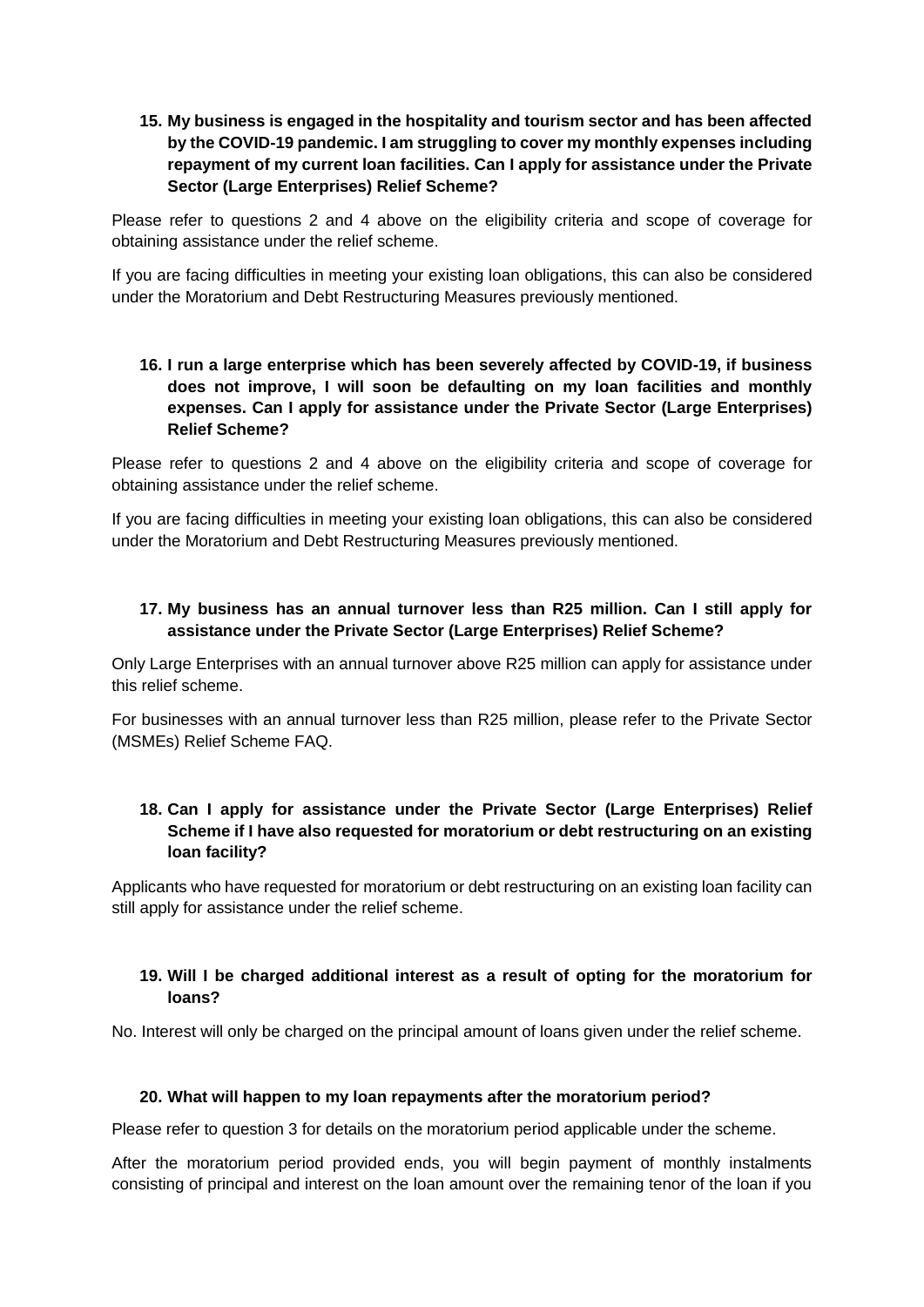**15. My business is engaged in the hospitality and tourism sector and has been affected by the COVID-19 pandemic. I am struggling to cover my monthly expenses including repayment of my current loan facilities. Can I apply for assistance under the Private Sector (Large Enterprises) Relief Scheme?**

Please refer to questions 2 and 4 above on the eligibility criteria and scope of coverage for obtaining assistance under the relief scheme.

If you are facing difficulties in meeting your existing loan obligations, this can also be considered under the Moratorium and Debt Restructuring Measures previously mentioned.

**16. I run a large enterprise which has been severely affected by COVID-19, if business does not improve, I will soon be defaulting on my loan facilities and monthly expenses. Can I apply for assistance under the Private Sector (Large Enterprises) Relief Scheme?**

Please refer to questions 2 and 4 above on the eligibility criteria and scope of coverage for obtaining assistance under the relief scheme.

If you are facing difficulties in meeting your existing loan obligations, this can also be considered under the Moratorium and Debt Restructuring Measures previously mentioned.

**17. My business has an annual turnover less than R25 million. Can I still apply for assistance under the Private Sector (Large Enterprises) Relief Scheme?**

Only Large Enterprises with an annual turnover above R25 million can apply for assistance under this relief scheme.

For businesses with an annual turnover less than R25 million, please refer to the Private Sector (MSMEs) Relief Scheme FAQ.

**18. Can I apply for assistance under the Private Sector (Large Enterprises) Relief Scheme if I have also requested for moratorium or debt restructuring on an existing loan facility?**

Applicants who have requested for moratorium or debt restructuring on an existing loan facility can still apply for assistance under the relief scheme.

**19. Will I be charged additional interest as a result of opting for the moratorium for loans?**

No. Interest will only be charged on the principal amount of loans given under the relief scheme.

**20. What will happen to my loan repayments after the moratorium period?**

Please refer to question 3 for details on the moratorium period applicable under the scheme.

After the moratorium period provided ends, you will begin payment of monthly instalments consisting of principal and interest on the loan amount over the remaining tenor of the loan if you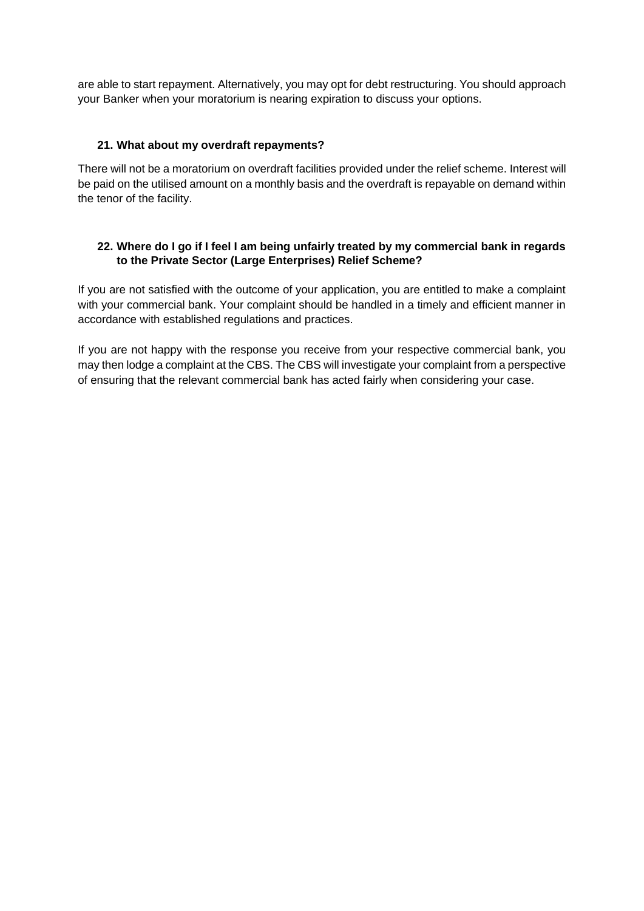are able to start repayment. Alternatively, you may opt for debt restructuring. You should approach your Banker when your moratorium is nearing expiration to discuss your options.

### 21. What about my overdraft repayments?

There will not be a moratorium on overdraft facilities provided under the relief scheme. Interest will be paid on the utilised amount on a monthly basis and the overdraft is repayable on demand within the tenor of the facility.

### 22. Where do I go if I feel I am being unfairly treated by my commercial bank in regards to the Private Sector (Large Enterprises) Relief Scheme?

If you are not satisfied with the outcome of your application, you are entitled to make a complaint with your commercial bank. Your complaint should be handled in a timely and efficient manner in accordance with established regulations and practices.

If you are not happy with the response you receive from your respective commercial bank, you may then lodge a complaint at the CBS. The CBS will investigate your complaint from a perspective of ensuring that the relevant commercial bank has acted fairly when considering your case.